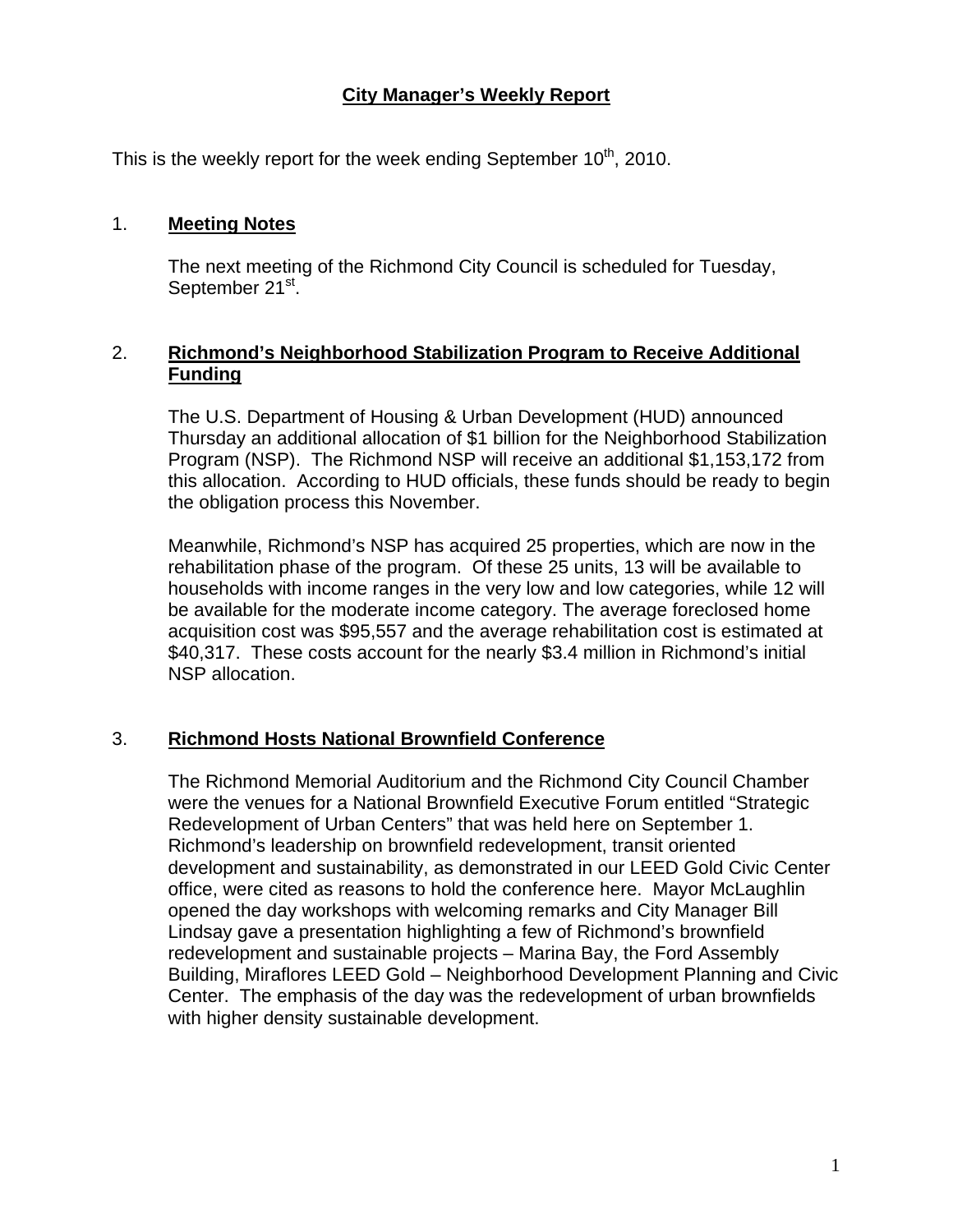# City Manager's Weekly Report

This is the weekly report for the week ending September 10th, 2010.

## 1. Meeting Notes

The next meeting of the Richmond City Council is scheduled for Tuesday, September 21st.

## 2. Richmond's Neighborhood Stabilization Program to Receive Additional Funding

The U.S. Department of Housing & Urban Development (HUD) announced Thursday an additional allocation of $1 billion for the Neighborhood Stabilization Program (NSP). The Richmond NSP will receive an additional $1,153,172 from this allocation. According to HUD officials, these funds should be ready to begin the obligation process this November.

Meanwhile, Richmond's NSP has acquired 25 properties, which are now in the rehabilitation phase of the program. Of these 25 units, 13 will be available to households with income ranges in the very low and low categories, while 12 will be available for the moderate income category. The average foreclosed home acquisition cost was $95,557 and the average rehabilitation cost is estimated at $40,317. These costs account for the nearly $3.4 million in Richmond's initial NSP allocation.

## 3. Richmond Hosts National Brownfield Conference

The Richmond Memorial Auditorium and the Richmond City Council Chamber were the venues for a National Brownfield Executive Forum entitled "Strategic Redevelopment of Urban Centers" that was held here on September 1. Richmond's leadership on brownfield redevelopment, transit oriented development and sustainability, as demonstrated in our LEED Gold Civic Center office, were cited as reasons to hold the conference here. Mayor McLaughlin opened the day workshops with welcoming remarks and City Manager Bill Lindsay gave a presentation highlighting a few of Richmond's brownfield redevelopment and sustainable projects – Marina Bay, the Ford Assembly Building, Miraflores LEED Gold – Neighborhood Development Planning and Civic Center. The emphasis of the day was the redevelopment of urban brownfields with higher density sustainable development.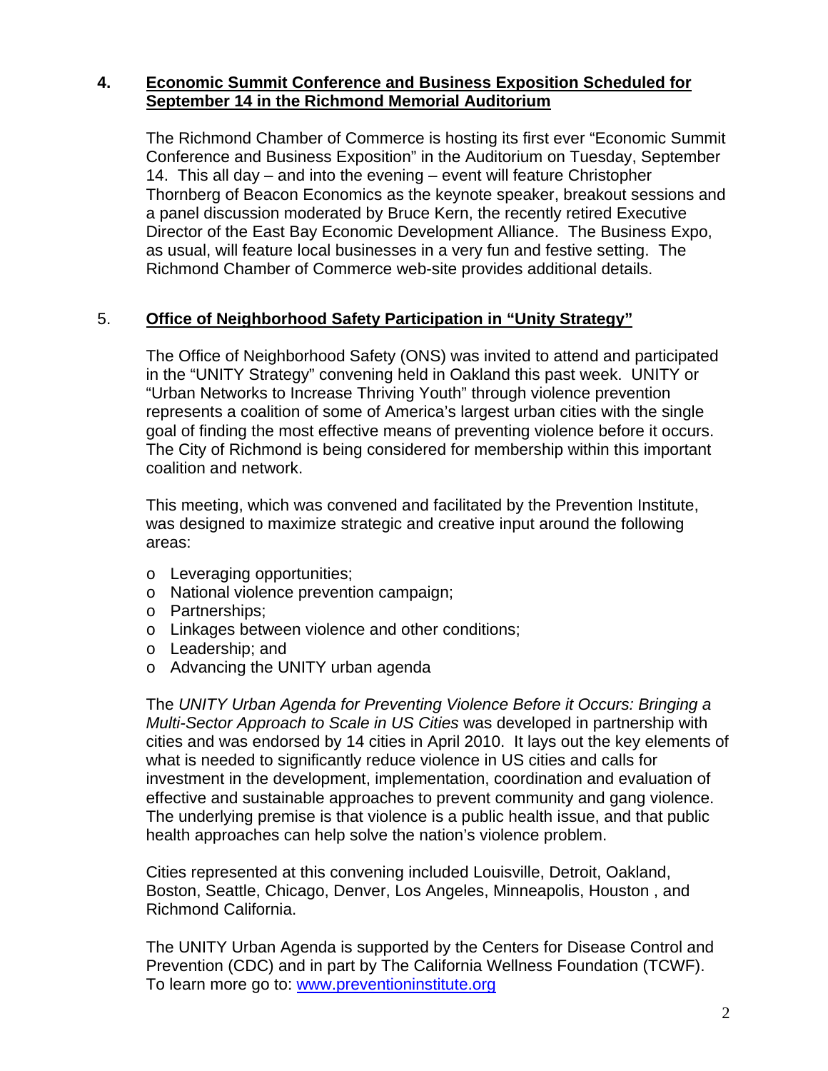## 4. Economic Summit Conference and Business Exposition Scheduled for September 14 in the Richmond Memorial Auditorium

The Richmond Chamber of Commerce is hosting its first ever "Economic Summit Conference and Business Exposition" in the Auditorium on Tuesday, September 14. This all day – and into the evening – event will feature Christopher Thornberg of Beacon Economics as the keynote speaker, breakout sessions and a panel discussion moderated by Bruce Kern, the recently retired Executive Director of the East Bay Economic Development Alliance. The Business Expo, as usual, will feature local businesses in a very fun and festive setting. The Richmond Chamber of Commerce web-site provides additional details.

## 5. Office of Neighborhood Safety Participation in "Unity Strategy"

The Office of Neighborhood Safety (ONS) was invited to attend and participated in the "UNITY Strategy" convening held in Oakland this past week. UNITY or "Urban Networks to Increase Thriving Youth" through violence prevention represents a coalition of some of America's largest urban cities with the single goal of finding the most effective means of preventing violence before it occurs. The City of Richmond is being considered for membership within this important coalition and network.

This meeting, which was convened and facilitated by the Prevention Institute, was designed to maximize strategic and creative input around the following areas:

- Leveraging opportunities;
- National violence prevention campaign;
- Partnerships;
- Linkages between violence and other conditions;
- Leadership; and
- Advancing the UNITY urban agenda

The *UNITY Urban Agenda for Preventing Violence Before it Occurs: Bringing a Multi-Sector Approach to Scale in US Cities* was developed in partnership with cities and was endorsed by 14 cities in April 2010. It lays out the key elements of what is needed to significantly reduce violence in US cities and calls for investment in the development, implementation, coordination and evaluation of effective and sustainable approaches to prevent community and gang violence. The underlying premise is that violence is a public health issue, and that public health approaches can help solve the nation's violence problem.

Cities represented at this convening included Louisville, Detroit, Oakland, Boston, Seattle, Chicago, Denver, Los Angeles, Minneapolis, Houston , and Richmond California.

The UNITY Urban Agenda is supported by the Centers for Disease Control and Prevention (CDC) and in part by The California Wellness Foundation (TCWF). To learn more go to: www.preventioninstitute.org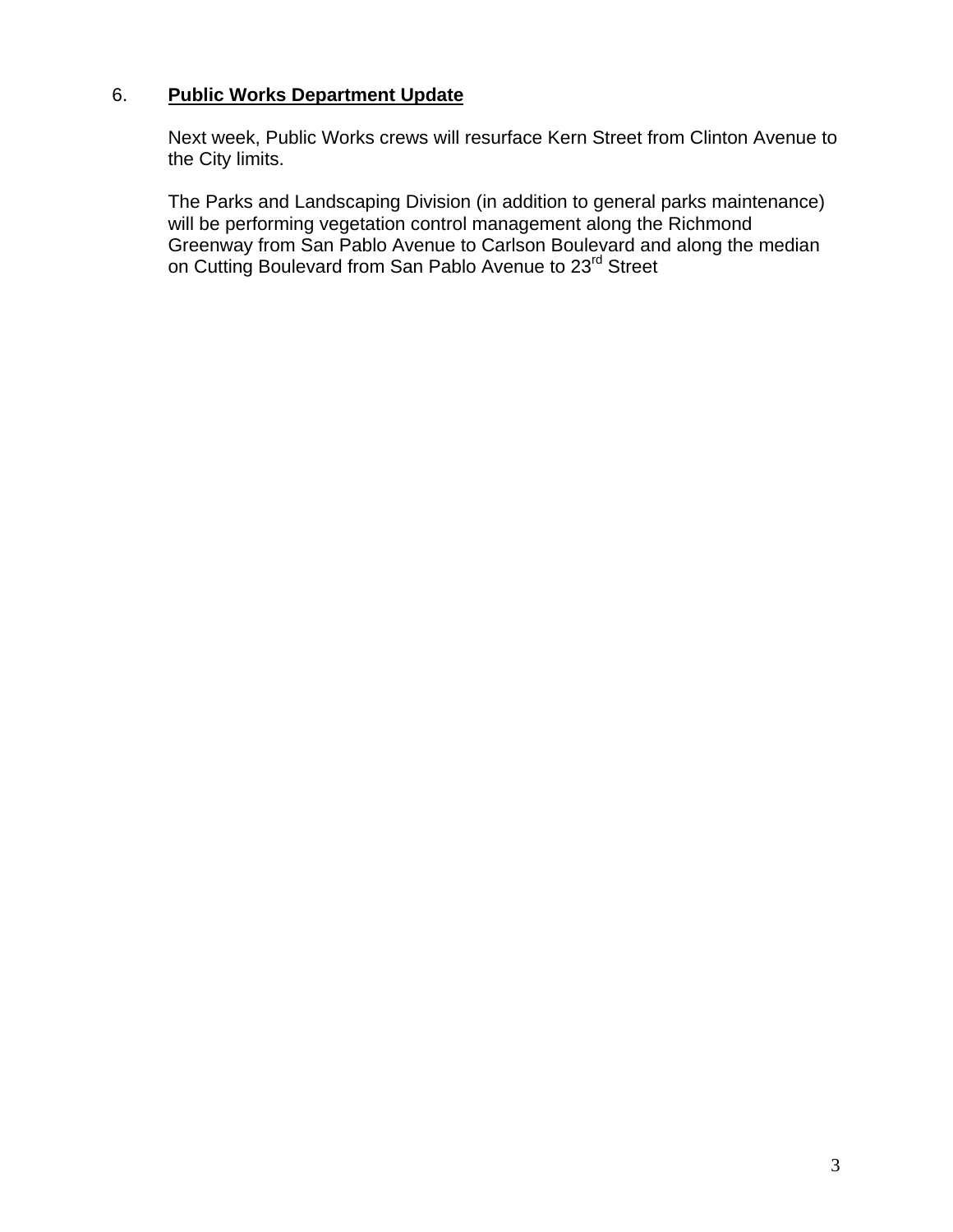6. **Public Works Department Update**

Next week, Public Works crews will resurface Kern Street from Clinton Avenue to the City limits.

The Parks and Landscaping Division (in addition to general parks maintenance) will be performing vegetation control management along the Richmond Greenway from San Pablo Avenue to Carlson Boulevard and along the median on Cutting Boulevard from San Pablo Avenue to 23rd Street